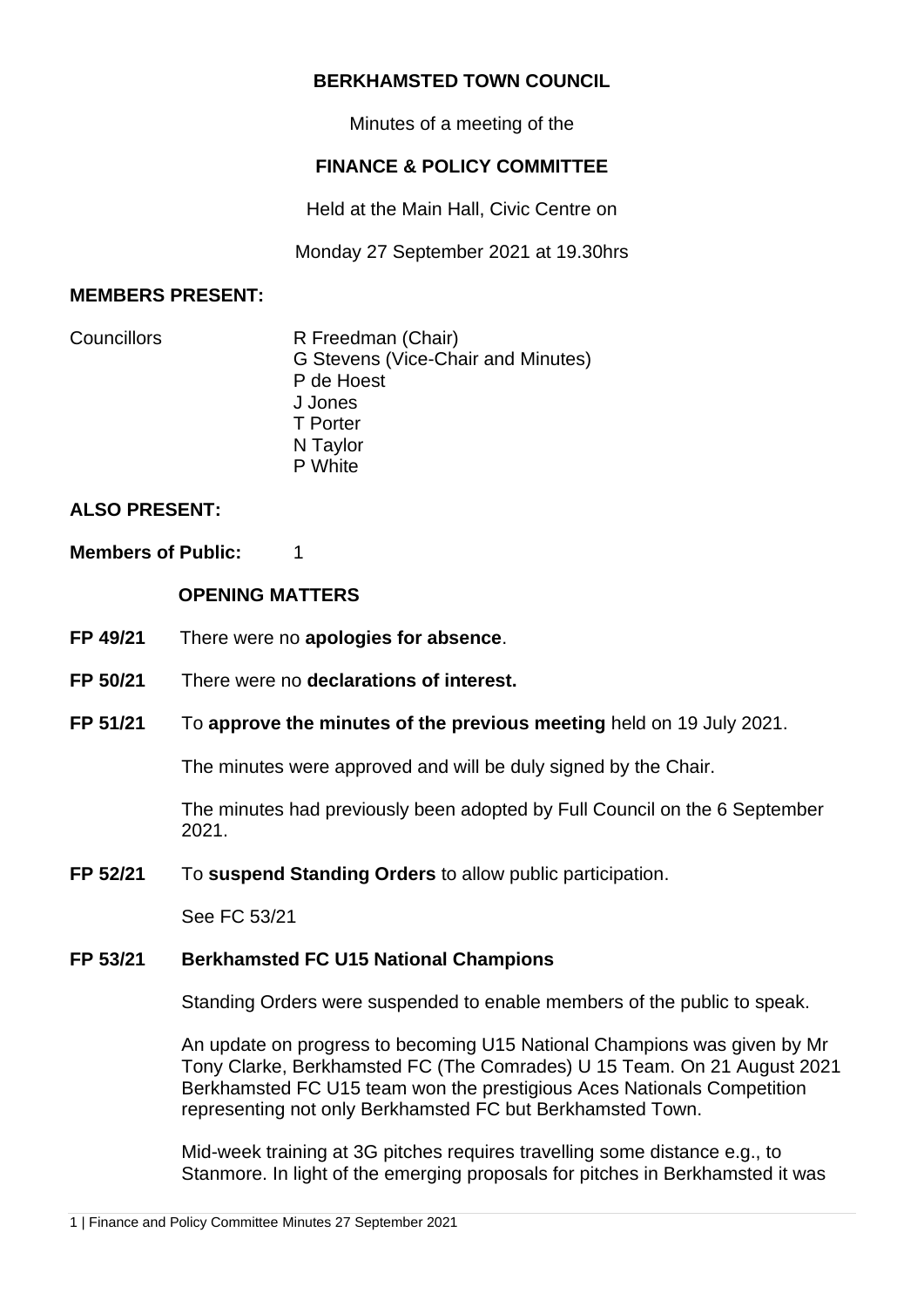**BERKHAMSTED TOWN COUNCIL**

Minutes of a meeting of the

**FINANCE & POLICY COMMITTEE**

Held at the Main Hall, Civic Centre on

Monday 27 September 2021 at 19.30hrs

**MEMBERS PRESENT:**

Councillors R Freedman (Chair)
G Stevens (Vice-Chair and Minutes)
P de Hoest
J Jones
T Porter
N Taylor
P White

**ALSO PRESENT:**

**Members of Public:** 1

**OPENING MATTERS**

**FP 49/21** There were no **apologies for absence**.

**FP 50/21** There were no **declarations of interest.**

**FP 51/21** To **approve the minutes of the previous meeting** held on 19 July 2021.

The minutes were approved and will be duly signed by the Chair.

The minutes had previously been adopted by Full Council on the 6 September 2021.

**FP 52/21** To **suspend Standing Orders** to allow public participation.

See FC 53/21

**FP 53/21 Berkhamsted FC U15 National Champions**

Standing Orders were suspended to enable members of the public to speak.

An update on progress to becoming U15 National Champions was given by Mr Tony Clarke, Berkhamsted FC (The Comrades) U 15 Team. On 21 August 2021 Berkhamsted FC U15 team won the prestigious Aces Nationals Competition representing not only Berkhamsted FC but Berkhamsted Town.

Mid-week training at 3G pitches requires travelling some distance e.g., to Stanmore. In light of the emerging proposals for pitches in Berkhamsted it was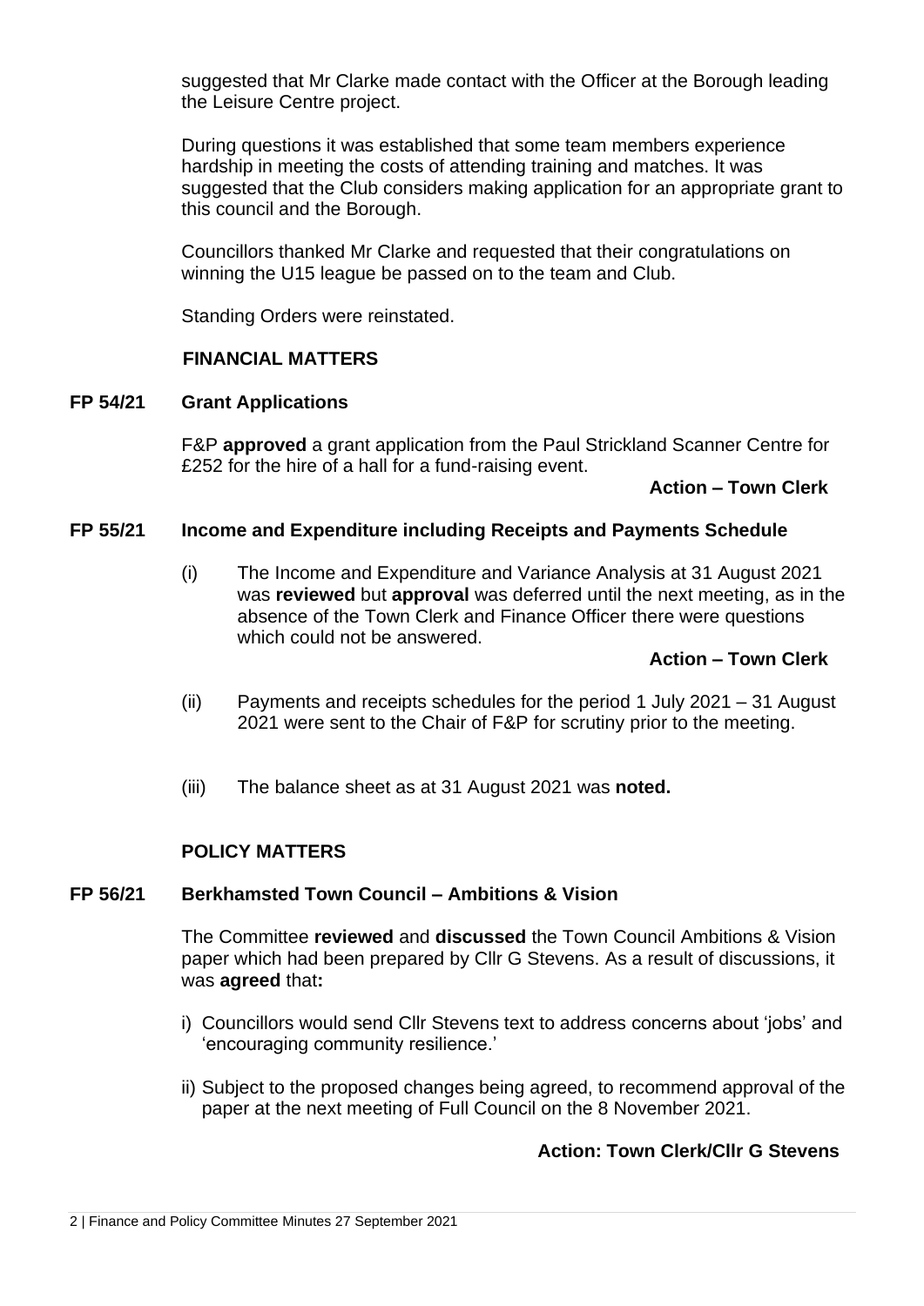suggested that Mr Clarke made contact with the Officer at the Borough leading the Leisure Centre project.

During questions it was established that some team members experience hardship in meeting the costs of attending training and matches. It was suggested that the Club considers making application for an appropriate grant to this council and the Borough.

Councillors thanked Mr Clarke and requested that their congratulations on winning the U15 league be passed on to the team and Club.

Standing Orders were reinstated.

## FINANCIAL MATTERS

### FP 54/21 Grant Applications

F&P **approved** a grant application from the Paul Strickland Scanner Centre for £252 for the hire of a hall for a fund-raising event.

**Action – Town Clerk**

### FP 55/21 Income and Expenditure including Receipts and Payments Schedule

(i) The Income and Expenditure and Variance Analysis at 31 August 2021 was **reviewed** but **approval** was deferred until the next meeting, as in the absence of the Town Clerk and Finance Officer there were questions which could not be answered.

**Action – Town Clerk**

(ii) Payments and receipts schedules for the period 1 July 2021 – 31 August 2021 were sent to the Chair of F&P for scrutiny prior to the meeting.

(iii) The balance sheet as at 31 August 2021 was **noted.**

## POLICY MATTERS

### FP 56/21 Berkhamsted Town Council – Ambitions & Vision

The Committee **reviewed** and **discussed** the Town Council Ambitions & Vision paper which had been prepared by Cllr G Stevens. As a result of discussions, it was **agreed** that**:**

i) Councillors would send Cllr Stevens text to address concerns about 'jobs' and 'encouraging community resilience.'

ii) Subject to the proposed changes being agreed, to recommend approval of the paper at the next meeting of Full Council on the 8 November 2021.

**Action: Town Clerk/Cllr G Stevens**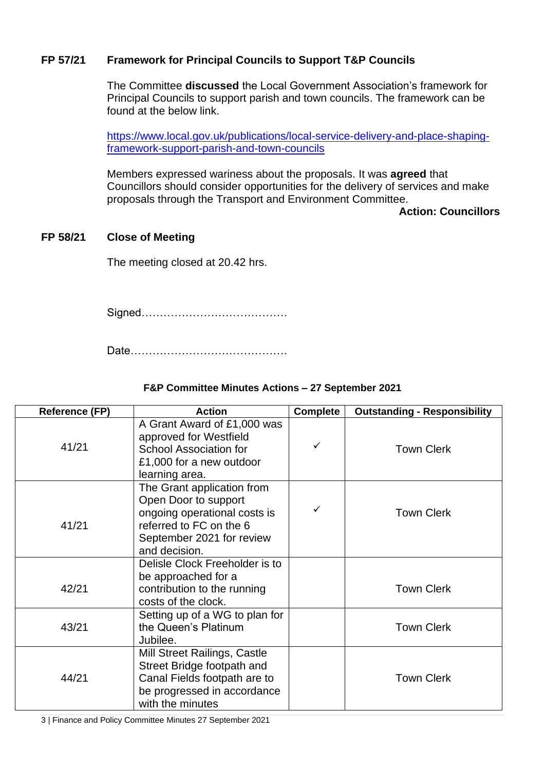**FP 57/21 Framework for Principal Councils to Support T&P Councils**

The Committee **discussed** the Local Government Association's framework for Principal Councils to support parish and town councils. The framework can be found at the below link.

https://www.local.gov.uk/publications/local-service-delivery-and-place-shaping-framework-support-parish-and-town-councils

Members expressed wariness about the proposals. It was **agreed** that Councillors should consider opportunities for the delivery of services and make proposals through the Transport and Environment Committee.

**Action: Councillors**

**FP 58/21 Close of Meeting**

The meeting closed at 20.42 hrs.

Signed…………………………………

Date……………………………………

**F&P Committee Minutes Actions – 27 September 2021**

| Reference (FP) | Action | Complete | Outstanding - Responsibility |
|---|---|---|---|
| 41/21 | A Grant Award of £1,000 was approved for Westfield School Association for £1,000 for a new outdoor learning area. | ✓ | Town Clerk |
| 41/21 | The Grant application from Open Door to support ongoing operational costs is referred to FC on the 6 September 2021 for review and decision. | ✓ | Town Clerk |
| 42/21 | Delisle Clock Freeholder is to be approached for a contribution to the running costs of the clock. | | Town Clerk |
| 43/21 | Setting up of a WG to plan for the Queen's Platinum Jubilee. | | Town Clerk |
| 44/21 | Mill Street Railings, Castle Street Bridge footpath and Canal Fields footpath are to be progressed in accordance with the minutes | | Town Clerk |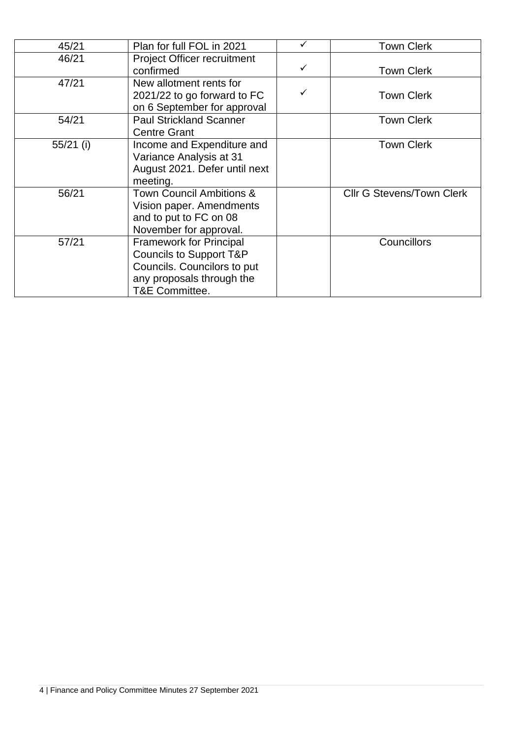| | | | |
|---|---|---|---|
| 45/21 | Plan for full FOL in 2021 | ✓ | Town Clerk |
| 46/21 | Project Officer recruitment confirmed | ✓ | Town Clerk |
| 47/21 | New allotment rents for 2021/22 to go forward to FC on 6 September for approval | ✓ | Town Clerk |
| 54/21 | Paul Strickland Scanner Centre Grant | | Town Clerk |
| 55/21 (i) | Income and Expenditure and Variance Analysis at 31 August 2021. Defer until next meeting. | | Town Clerk |
| 56/21 | Town Council Ambitions & Vision paper. Amendments and to put to FC on 08 November for approval. | | Cllr G Stevens/Town Clerk |
| 57/21 | Framework for Principal Councils to Support T&P Councils. Councilors to put any proposals through the T&E Committee. | | Councillors |